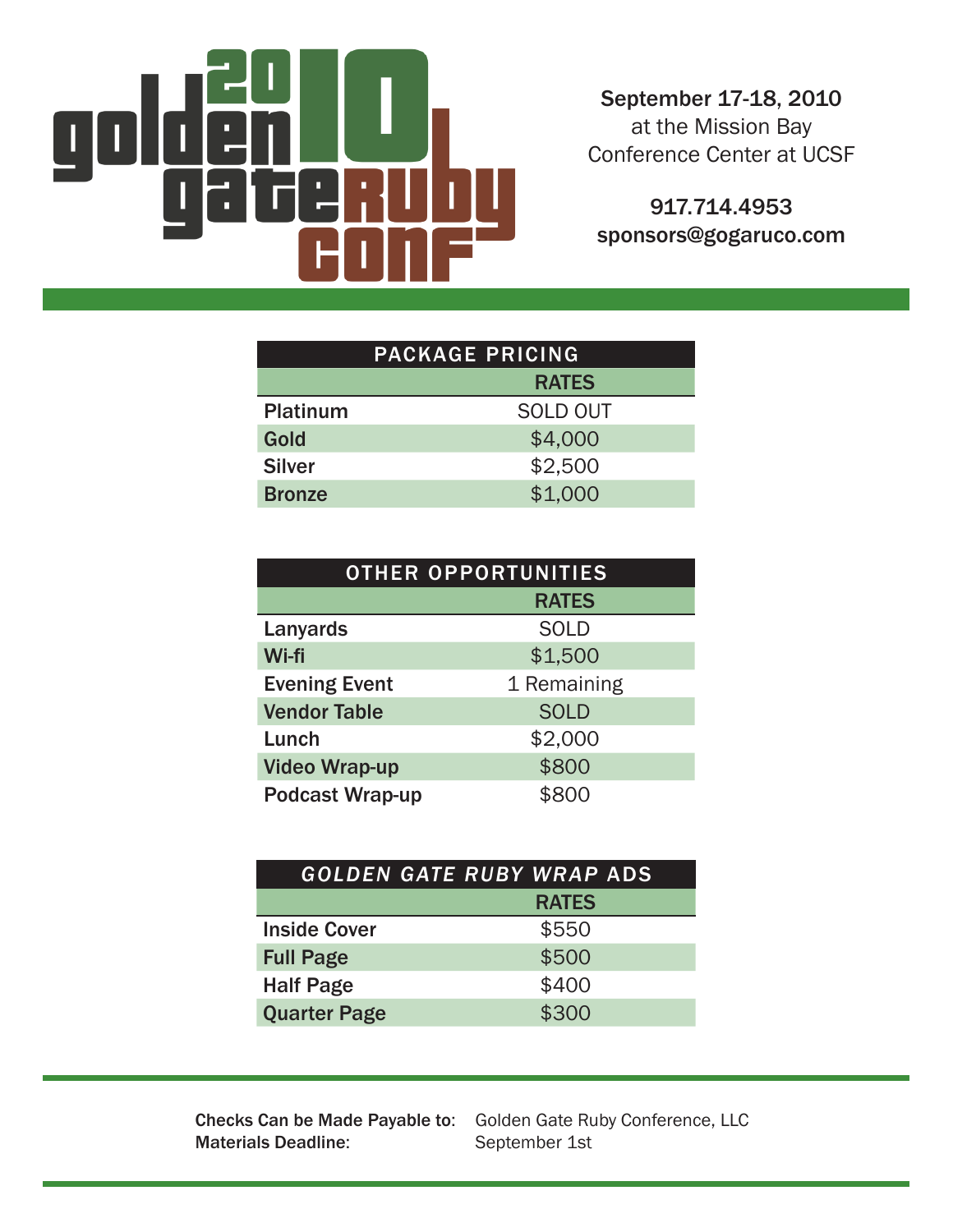# 2010 Golden Gate Ruby Conf

**September 17-18, 2010**
at the Mission Bay
Conference Center at UCSF

**917.714.4953**
**sponsors@gogaruco.com**

| PACKAGE PRICING | |
|---|---|
| | **RATES** |
| **Platinum** | SOLD OUT |
| **Gold** | $4,000 |
| **Silver** | $2,500 |
| **Bronze** | $1,000 |

| OTHER OPPORTUNITIES | |
|---|---|
| | **RATES** |
| **Lanyards** | SOLD |
| **Wi-fi** | $1,500 |
| **Evening Event** | 1 Remaining |
| **Vendor Table** | SOLD |
| **Lunch** | $2,000 |
| **Video Wrap-up** | $800 |
| **Podcast Wrap-up** | $800 |

| *GOLDEN GATE RUBY WRAP* ADS | |
|---|---|
| | **RATES** |
| **Inside Cover** | $550 |
| **Full Page** | $500 |
| **Half Page** | $400 |
| **Quarter Page** | $300 |

**Checks Can be Made Payable to:** Golden Gate Ruby Conference, LLC
**Materials Deadline:** September 1st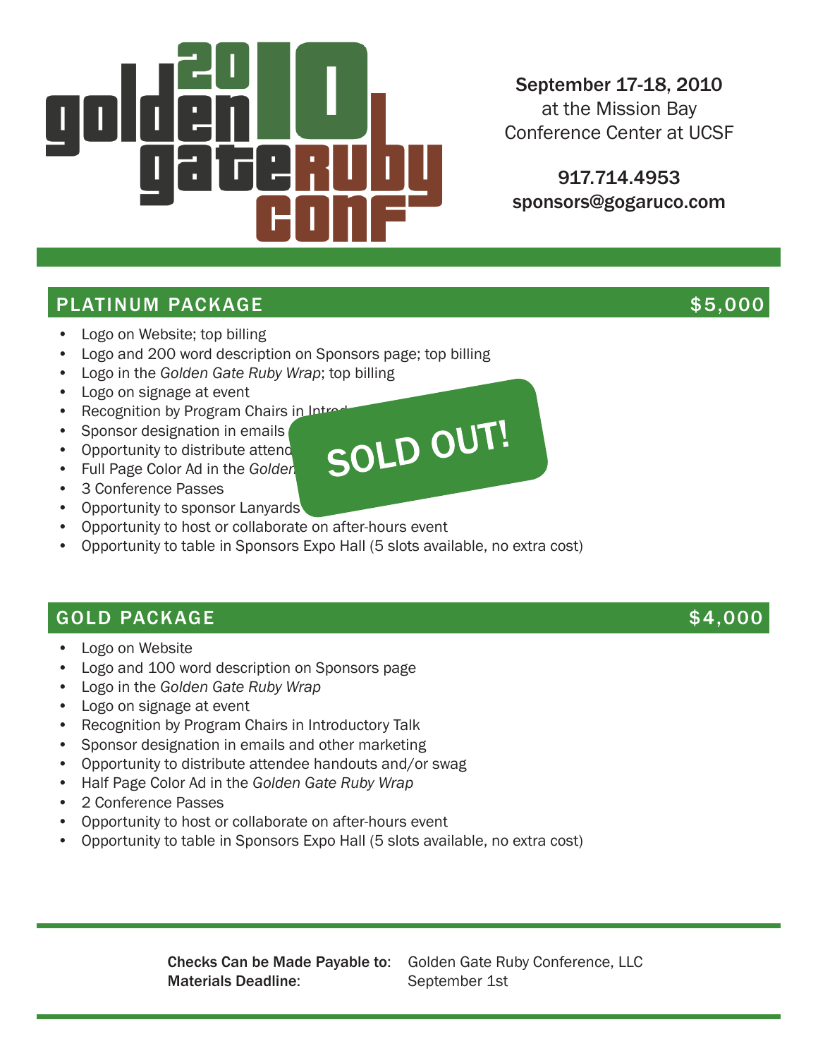# 2010 Golden Gate Ruby Conf

**September 17-18, 2010**
at the Mission Bay
Conference Center at UCSF

**917.714.4953**
**sponsors@gogaruco.com**

## PLATINUM PACKAGE — $5,000

**SOLD OUT!**

- Logo on Website; top billing
- Logo and 200 word description on Sponsors page; top billing
- Logo in the *Golden Gate Ruby Wrap*; top billing
- Logo on signage at event
- Recognition by Program Chairs in Intro...
- Sponsor designation in emails ...
- Opportunity to distribute attend...
- Full Page Color Ad in the *Golden...*
- 3 Conference Passes
- Opportunity to sponsor Lanyards
- Opportunity to host or collaborate on after-hours event
- Opportunity to table in Sponsors Expo Hall (5 slots available, no extra cost)

## GOLD PACKAGE — $4,000

- Logo on Website
- Logo and 100 word description on Sponsors page
- Logo in the *Golden Gate Ruby Wrap*
- Logo on signage at event
- Recognition by Program Chairs in Introductory Talk
- Sponsor designation in emails and other marketing
- Opportunity to distribute attendee handouts and/or swag
- Half Page Color Ad in the *Golden Gate Ruby Wrap*
- 2 Conference Passes
- Opportunity to host or collaborate on after-hours event
- Opportunity to table in Sponsors Expo Hall (5 slots available, no extra cost)

**Checks Can be Made Payable to**: Golden Gate Ruby Conference, LLC
**Materials Deadline**: September 1st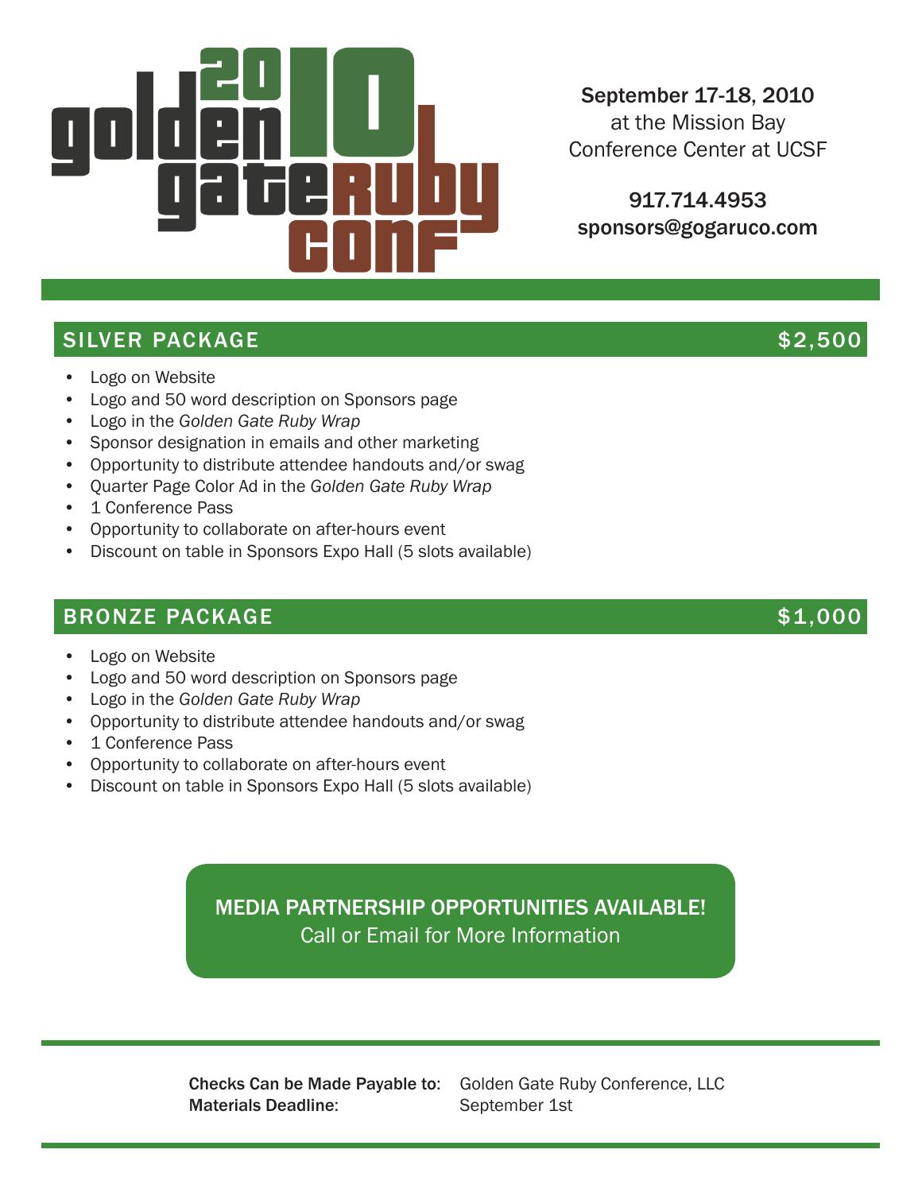# 2010 golden gate Ruby conf

**September 17-18, 2010**
at the Mission Bay
Conference Center at UCSF

**917.714.4953**
**sponsors@gogaruco.com**

## SILVER PACKAGE — $2,500

- Logo on Website
- Logo and 50 word description on Sponsors page
- Logo in the *Golden Gate Ruby Wrap*
- Sponsor designation in emails and other marketing
- Opportunity to distribute attendee handouts and/or swag
- Quarter Page Color Ad in the *Golden Gate Ruby Wrap*
- 1 Conference Pass
- Opportunity to collaborate on after-hours event
- Discount on table in Sponsors Expo Hall (5 slots available)

## BRONZE PACKAGE — $1,000

- Logo on Website
- Logo and 50 word description on Sponsors page
- Logo in the *Golden Gate Ruby Wrap*
- Opportunity to distribute attendee handouts and/or swag
- 1 Conference Pass
- Opportunity to collaborate on after-hours event
- Discount on table in Sponsors Expo Hall (5 slots available)

**MEDIA PARTNERSHIP OPPORTUNITIES AVAILABLE!**
Call or Email for More Information

**Checks Can be Made Payable to:** Golden Gate Ruby Conference, LLC
**Materials Deadline:** September 1st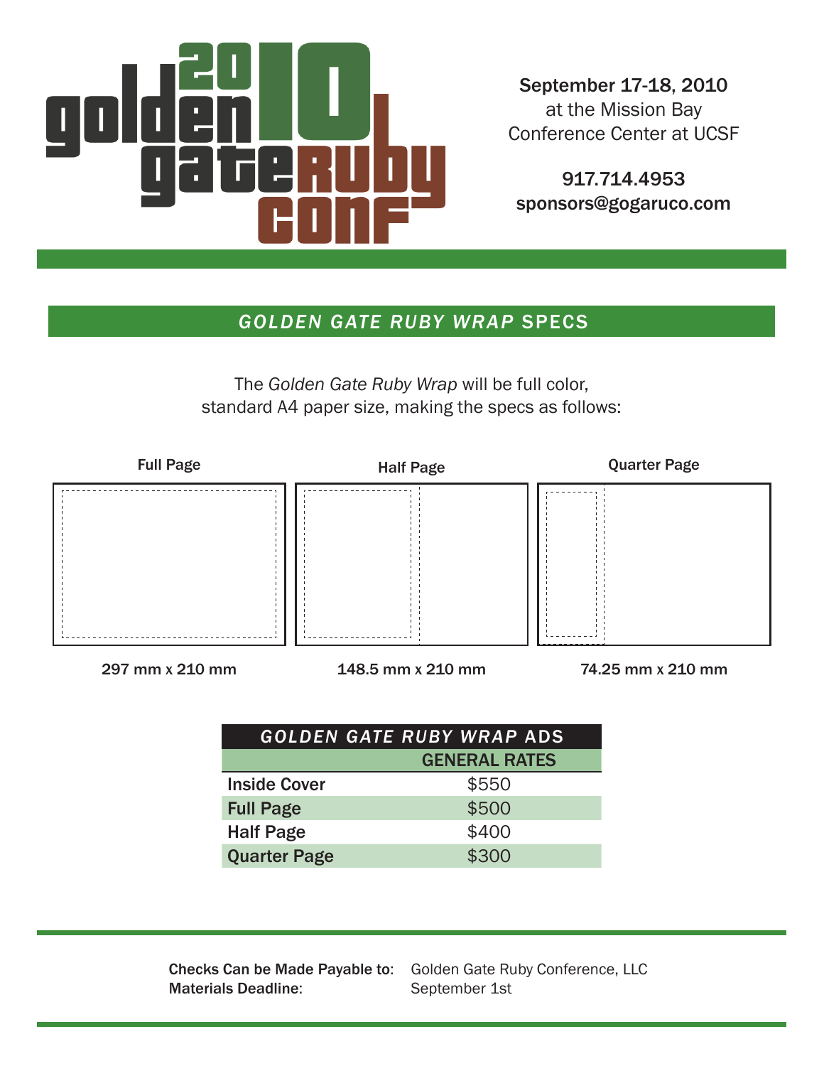golden gate 2010 ruby conf

**September 17-18, 2010**
at the Mission Bay
Conference Center at UCSF

**917.714.4953**
**sponsors@gogaruco.com**

## *GOLDEN GATE RUBY WRAP* SPECS

The *Golden Gate Ruby Wrap* will be full color,
standard A4 paper size, making the specs as follows:

**Full Page**
**297 mm x 210 mm**

**Half Page**
**148.5 mm x 210 mm**

**Quarter Page**
**74.25 mm x 210 mm**

| *GOLDEN GATE RUBY WRAP* ADS | |
|---|---|
| | **GENERAL RATES** |
| **Inside Cover** | $550 |
| **Full Page** | $500 |
| **Half Page** | $400 |
| **Quarter Page** | $300 |

**Checks Can be Made Payable to:** Golden Gate Ruby Conference, LLC
**Materials Deadline:** September 1st